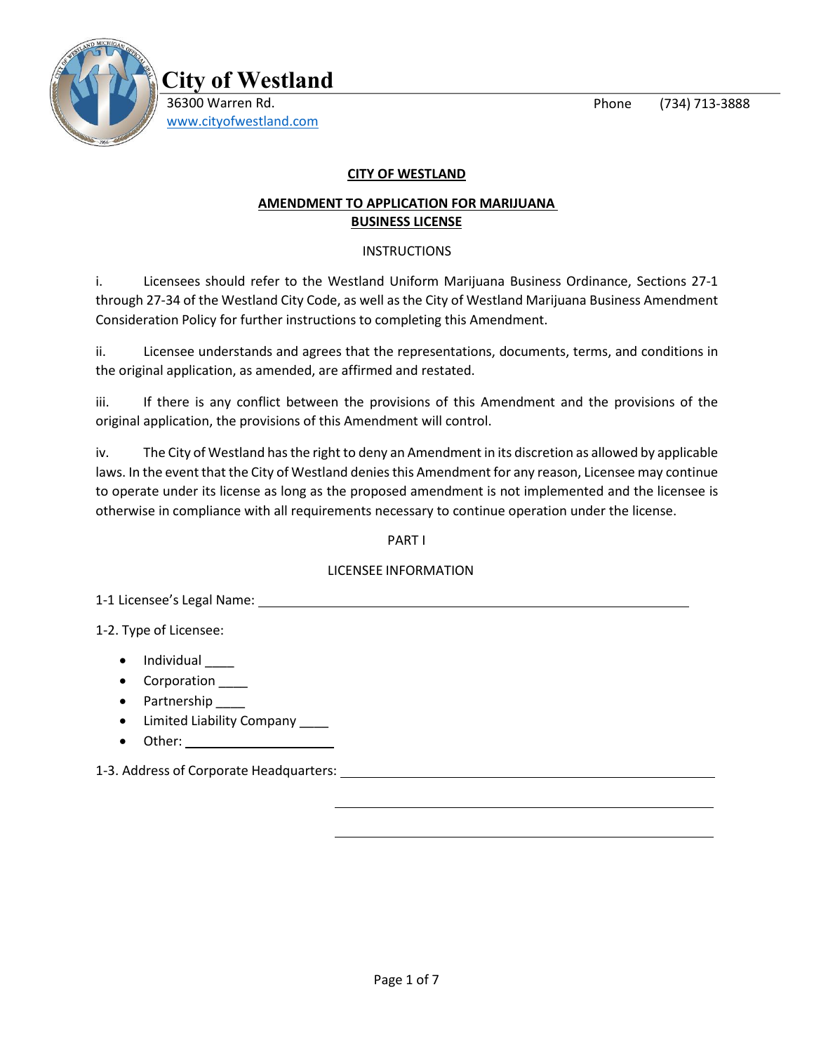# City of Westland

36300 Warren Rd.
www.cityofwestland.com

Phone (734) 713-3888

## CITY OF WESTLAND

## AMENDMENT TO APPLICATION FOR MARIJUANA BUSINESS LICENSE

INSTRUCTIONS

i. Licensees should refer to the Westland Uniform Marijuana Business Ordinance, Sections 27-1 through 27-34 of the Westland City Code, as well as the City of Westland Marijuana Business Amendment Consideration Policy for further instructions to completing this Amendment.

ii. Licensee understands and agrees that the representations, documents, terms, and conditions in the original application, as amended, are affirmed and restated.

iii. If there is any conflict between the provisions of this Amendment and the provisions of the original application, the provisions of this Amendment will control.

iv. The City of Westland has the right to deny an Amendment in its discretion as allowed by applicable laws. In the event that the City of Westland denies this Amendment for any reason, Licensee may continue to operate under its license as long as the proposed amendment is not implemented and the licensee is otherwise in compliance with all requirements necessary to continue operation under the license.

PART I

LICENSEE INFORMATION

1-1 Licensee's Legal Name: ____________________________________________

1-2. Type of Licensee:

- Individual ____
- Corporation ____
- Partnership ____
- Limited Liability Company ____
- Other: ____________________

1-3. Address of Corporate Headquarters: ____________________________________________

____________________________________________

____________________________________________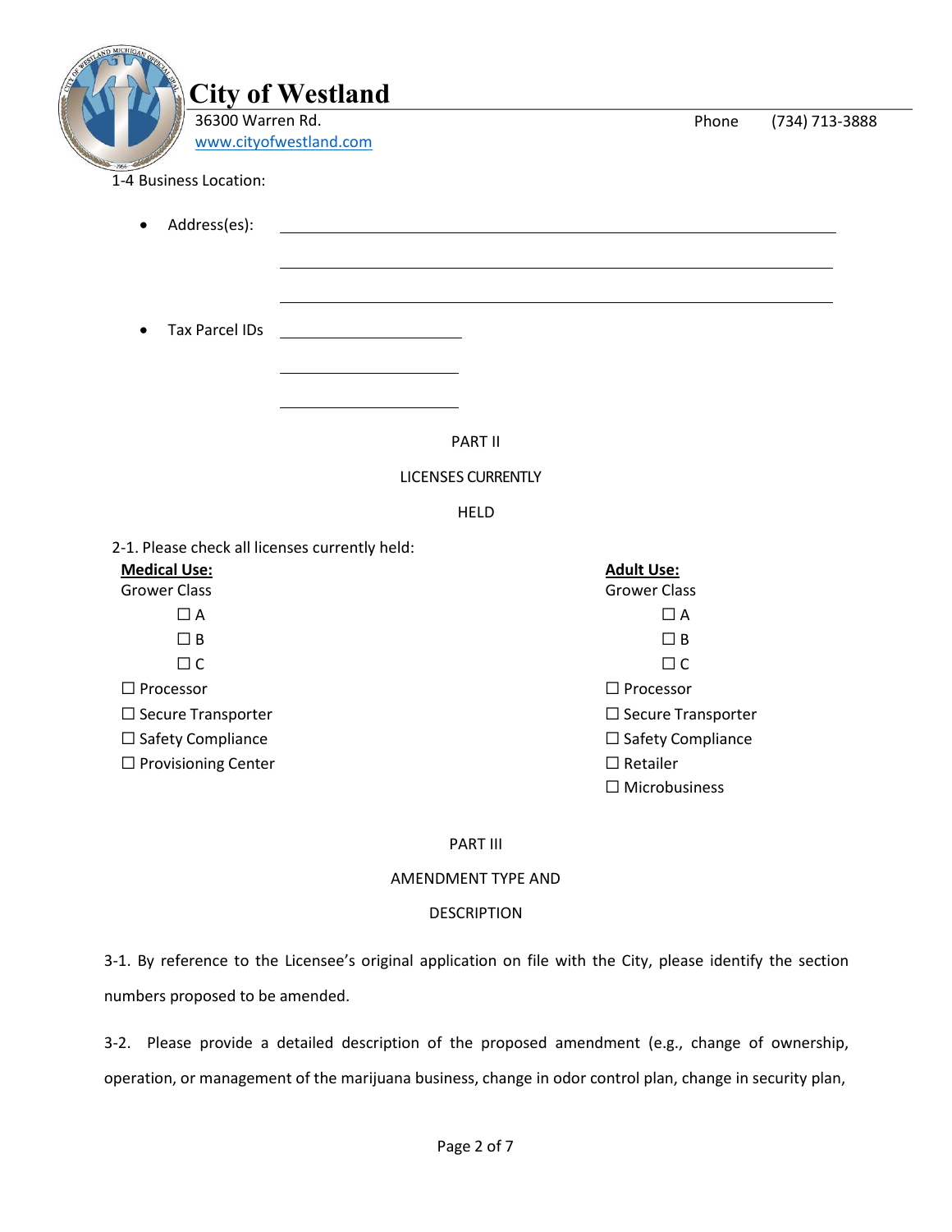City of Westland
36300 Warren Rd. Phone (734) 713-3888
www.cityofwestland.com

1-4 Business Location:

- Address(es): \_\_\_\_\_\_\_\_\_\_\_\_\_\_\_\_\_\_\_\_\_\_\_\_\_\_\_\_\_\_\_\_\_\_\_\_\_\_\_\_

  \_\_\_\_\_\_\_\_\_\_\_\_\_\_\_\_\_\_\_\_\_\_\_\_\_\_\_\_\_\_\_\_\_\_\_\_\_\_\_\_

  \_\_\_\_\_\_\_\_\_\_\_\_\_\_\_\_\_\_\_\_\_\_\_\_\_\_\_\_\_\_\_\_\_\_\_\_\_\_\_\_

- Tax Parcel IDs \_\_\_\_\_\_\_\_\_\_\_\_\_\_\_\_

  \_\_\_\_\_\_\_\_\_\_\_\_\_\_\_\_

  \_\_\_\_\_\_\_\_\_\_\_\_\_\_\_\_

## PART II

## LICENSES CURRENTLY HELD

2-1. Please check all licenses currently held:

**Medical Use:**

Grower Class
- ☐ A
- ☐ B
- ☐ C

☐ Processor
☐ Secure Transporter
☐ Safety Compliance
☐ Provisioning Center

**Adult Use:**

Grower Class
- ☐ A
- ☐ B
- ☐ C

☐ Processor
☐ Secure Transporter
☐ Safety Compliance
☐ Retailer
☐ Microbusiness

## PART III

## AMENDMENT TYPE AND DESCRIPTION

3-1. By reference to the Licensee's original application on file with the City, please identify the section numbers proposed to be amended.

3-2. Please provide a detailed description of the proposed amendment (e.g., change of ownership, operation, or management of the marijuana business, change in odor control plan, change in security plan,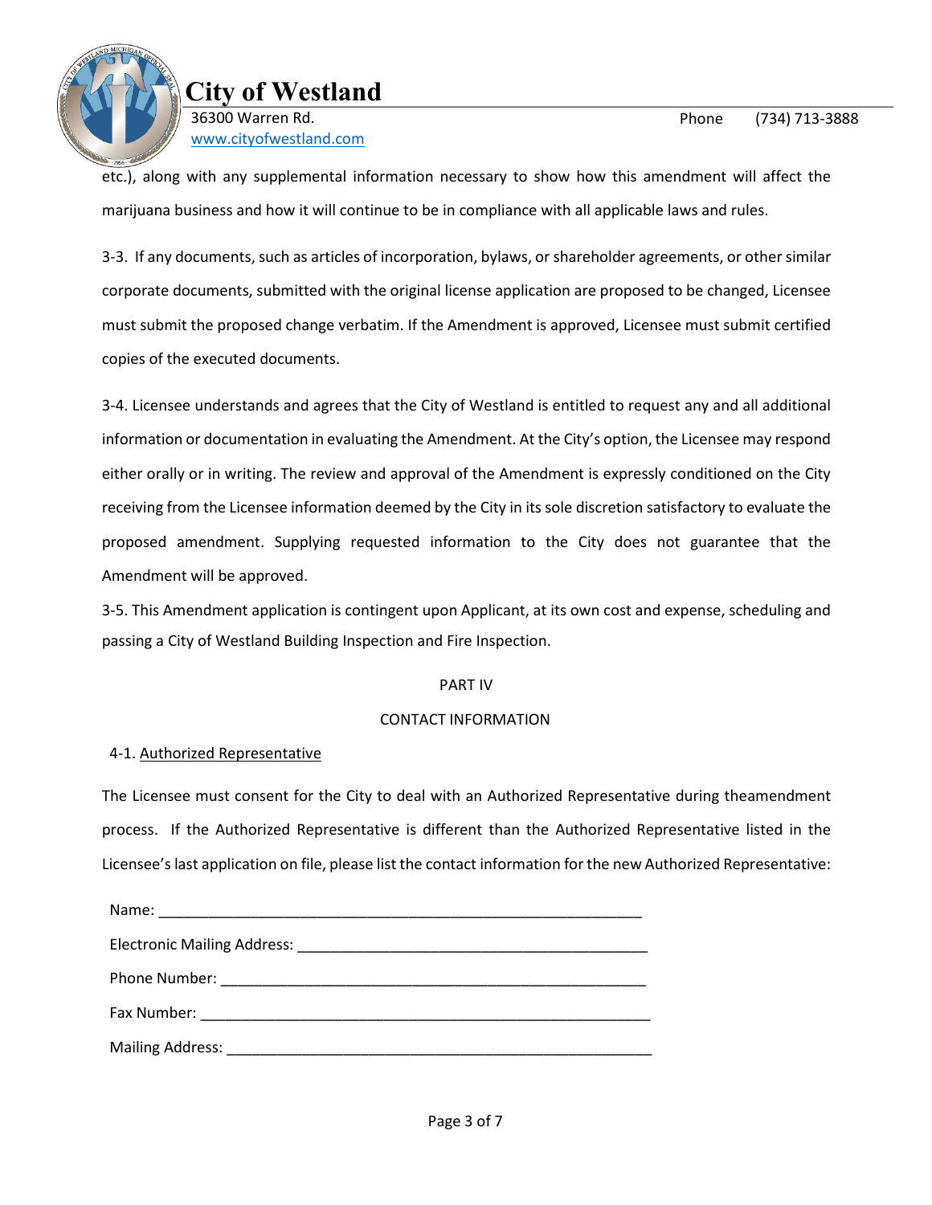etc.), along with any supplemental information necessary to show how this amendment will affect the marijuana business and how it will continue to be in compliance with all applicable laws and rules.

3-3. If any documents, such as articles of incorporation, bylaws, or shareholder agreements, or other similar corporate documents, submitted with the original license application are proposed to be changed, Licensee must submit the proposed change verbatim. If the Amendment is approved, Licensee must submit certified copies of the executed documents.

3-4. Licensee understands and agrees that the City of Westland is entitled to request any and all additional information or documentation in evaluating the Amendment. At the City's option, the Licensee may respond either orally or in writing. The review and approval of the Amendment is expressly conditioned on the City receiving from the Licensee information deemed by the City in its sole discretion satisfactory to evaluate the proposed amendment. Supplying requested information to the City does not guarantee that the Amendment will be approved.

3-5. This Amendment application is contingent upon Applicant, at its own cost and expense, scheduling and passing a City of Westland Building Inspection and Fire Inspection.

## PART IV

## CONTACT INFORMATION

4-1. Authorized Representative

The Licensee must consent for the City to deal with an Authorized Representative during theamendment process. If the Authorized Representative is different than the Authorized Representative listed in the Licensee's last application on file, please list the contact information for the new Authorized Representative:

Name: ____________________________________________________________

Electronic Mailing Address: ___________________________________________

Phone Number: ____________________________________________________

Fax Number: ______________________________________________________

Mailing Address: ____________________________________________________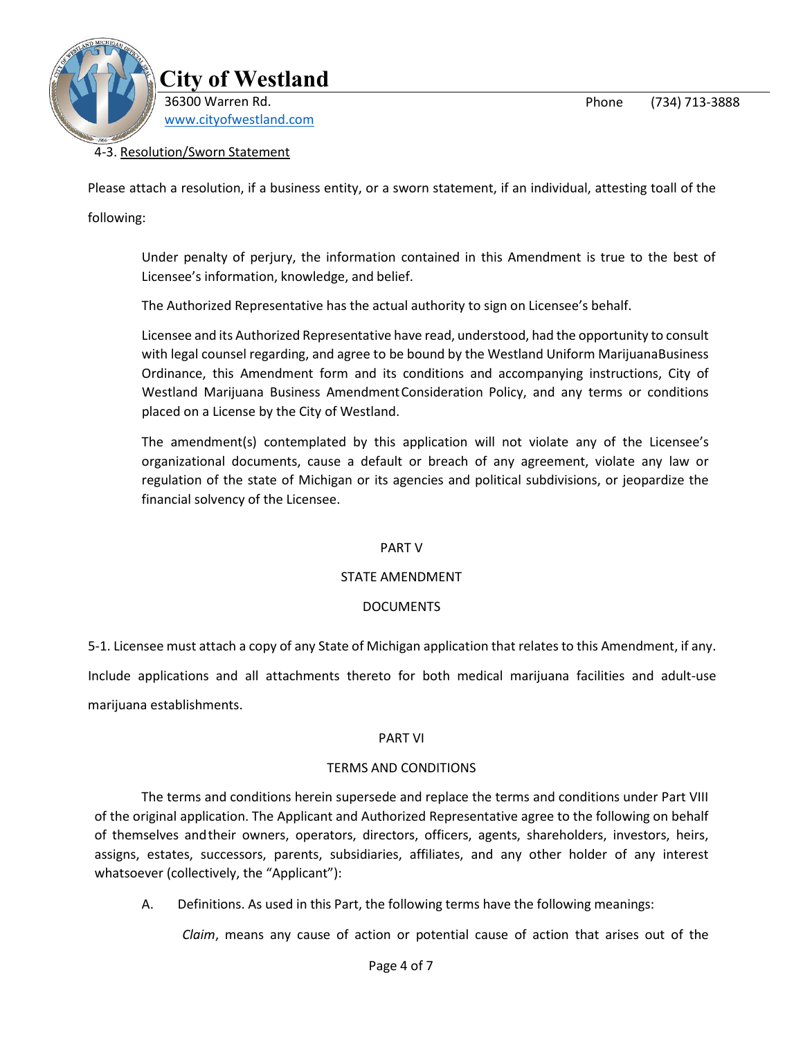4-3. Resolution/Sworn Statement

Please attach a resolution, if a business entity, or a sworn statement, if an individual, attesting toall of the following:

> Under penalty of perjury, the information contained in this Amendment is true to the best of Licensee's information, knowledge, and belief.
>
> The Authorized Representative has the actual authority to sign on Licensee's behalf.
>
> Licensee and its Authorized Representative have read, understood, had the opportunity to consult with legal counsel regarding, and agree to be bound by the Westland Uniform MarijuanaBusiness Ordinance, this Amendment form and its conditions and accompanying instructions, City of Westland Marijuana Business AmendmentConsideration Policy, and any terms or conditions placed on a License by the City of Westland.
>
> The amendment(s) contemplated by this application will not violate any of the Licensee's organizational documents, cause a default or breach of any agreement, violate any law or regulation of the state of Michigan or its agencies and political subdivisions, or jeopardize the financial solvency of the Licensee.

## PART V

## STATE AMENDMENT

## DOCUMENTS

5-1. Licensee must attach a copy of any State of Michigan application that relates to this Amendment, if any. Include applications and all attachments thereto for both medical marijuana facilities and adult-use marijuana establishments.

## PART VI

## TERMS AND CONDITIONS

The terms and conditions herein supersede and replace the terms and conditions under Part VIII of the original application. The Applicant and Authorized Representative agree to the following on behalf of themselves andtheir owners, operators, directors, officers, agents, shareholders, investors, heirs, assigns, estates, successors, parents, subsidiaries, affiliates, and any other holder of any interest whatsoever (collectively, the "Applicant"):

A. Definitions. As used in this Part, the following terms have the following meanings:

*Claim*, means any cause of action or potential cause of action that arises out of the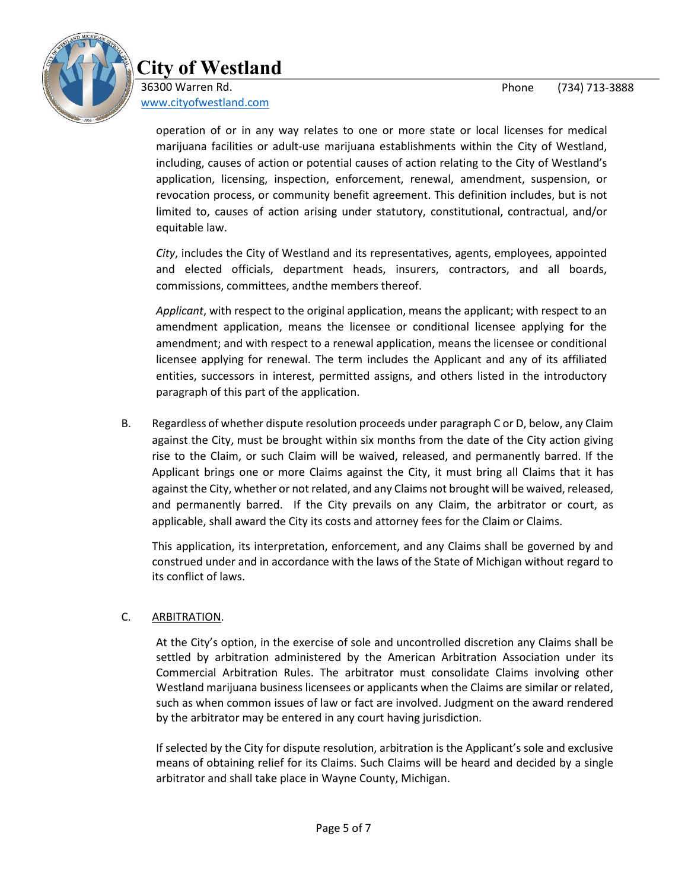operation of or in any way relates to one or more state or local licenses for medical marijuana facilities or adult-use marijuana establishments within the City of Westland, including, causes of action or potential causes of action relating to the City of Westland's application, licensing, inspection, enforcement, renewal, amendment, suspension, or revocation process, or community benefit agreement. This definition includes, but is not limited to, causes of action arising under statutory, constitutional, contractual, and/or equitable law.

*City*, includes the City of Westland and its representatives, agents, employees, appointed and elected officials, department heads, insurers, contractors, and all boards, commissions, committees, andthe members thereof.

*Applicant*, with respect to the original application, means the applicant; with respect to an amendment application, means the licensee or conditional licensee applying for the amendment; and with respect to a renewal application, means the licensee or conditional licensee applying for renewal. The term includes the Applicant and any of its affiliated entities, successors in interest, permitted assigns, and others listed in the introductory paragraph of this part of the application.

B. Regardless of whether dispute resolution proceeds under paragraph C or D, below, any Claim against the City, must be brought within six months from the date of the City action giving rise to the Claim, or such Claim will be waived, released, and permanently barred. If the Applicant brings one or more Claims against the City, it must bring all Claims that it has against the City, whether or not related, and any Claims not brought will be waived, released, and permanently barred. If the City prevails on any Claim, the arbitrator or court, as applicable, shall award the City its costs and attorney fees for the Claim or Claims.

This application, its interpretation, enforcement, and any Claims shall be governed by and construed under and in accordance with the laws of the State of Michigan without regard to its conflict of laws.

C. <u>ARBITRATION</u>.

At the City's option, in the exercise of sole and uncontrolled discretion any Claims shall be settled by arbitration administered by the American Arbitration Association under its Commercial Arbitration Rules. The arbitrator must consolidate Claims involving other Westland marijuana business licensees or applicants when the Claims are similar or related, such as when common issues of law or fact are involved. Judgment on the award rendered by the arbitrator may be entered in any court having jurisdiction.

If selected by the City for dispute resolution, arbitration is the Applicant's sole and exclusive means of obtaining relief for its Claims. Such Claims will be heard and decided by a single arbitrator and shall take place in Wayne County, Michigan.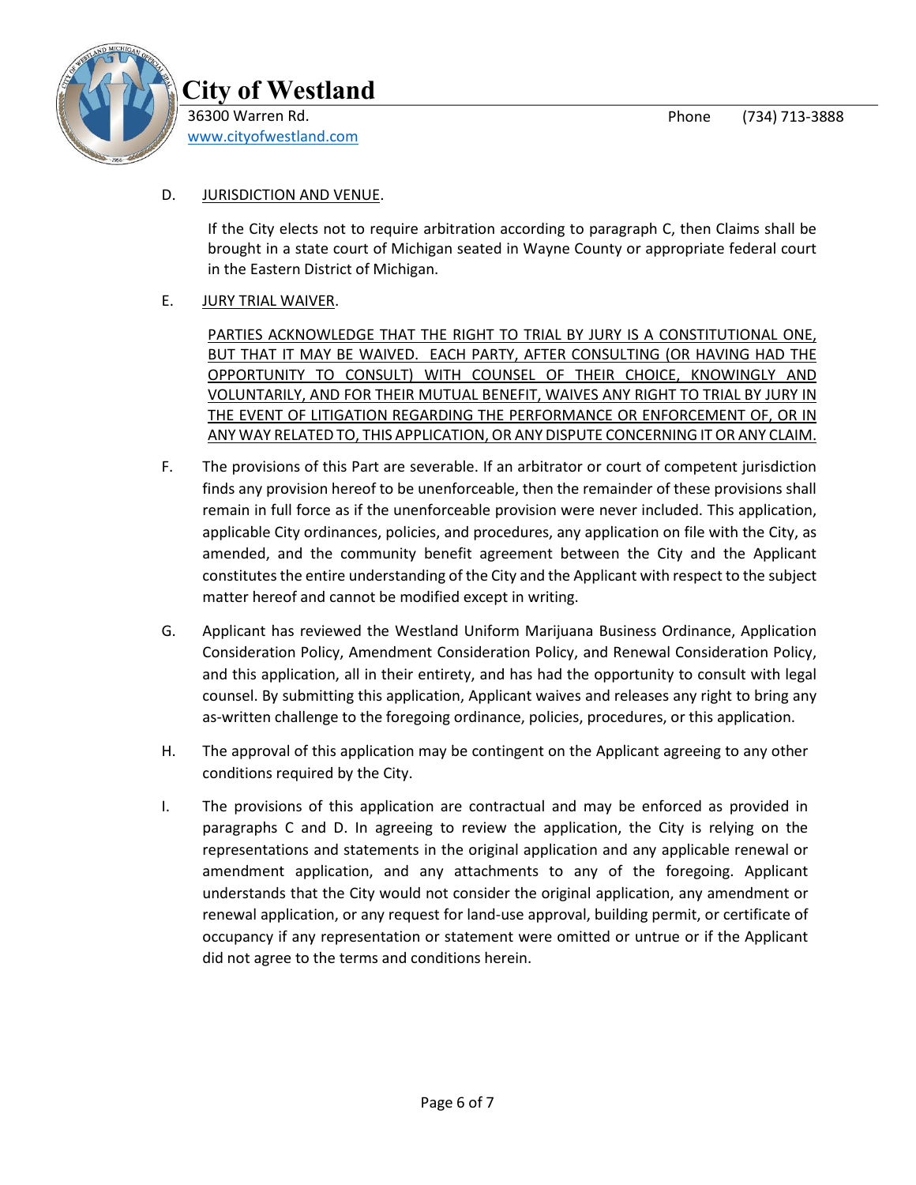D. JURISDICTION AND VENUE.

If the City elects not to require arbitration according to paragraph C, then Claims shall be brought in a state court of Michigan seated in Wayne County or appropriate federal court in the Eastern District of Michigan.

E. JURY TRIAL WAIVER.

PARTIES ACKNOWLEDGE THAT THE RIGHT TO TRIAL BY JURY IS A CONSTITUTIONAL ONE, BUT THAT IT MAY BE WAIVED. EACH PARTY, AFTER CONSULTING (OR HAVING HAD THE OPPORTUNITY TO CONSULT) WITH COUNSEL OF THEIR CHOICE, KNOWINGLY AND VOLUNTARILY, AND FOR THEIR MUTUAL BENEFIT, WAIVES ANY RIGHT TO TRIAL BY JURY IN THE EVENT OF LITIGATION REGARDING THE PERFORMANCE OR ENFORCEMENT OF, OR IN ANY WAY RELATED TO, THIS APPLICATION, OR ANY DISPUTE CONCERNING IT OR ANY CLAIM.

F. The provisions of this Part are severable. If an arbitrator or court of competent jurisdiction finds any provision hereof to be unenforceable, then the remainder of these provisions shall remain in full force as if the unenforceable provision were never included. This application, applicable City ordinances, policies, and procedures, any application on file with the City, as amended, and the community benefit agreement between the City and the Applicant constitutes the entire understanding of the City and the Applicant with respect to the subject matter hereof and cannot be modified except in writing.

G. Applicant has reviewed the Westland Uniform Marijuana Business Ordinance, Application Consideration Policy, Amendment Consideration Policy, and Renewal Consideration Policy, and this application, all in their entirety, and has had the opportunity to consult with legal counsel. By submitting this application, Applicant waives and releases any right to bring any as-written challenge to the foregoing ordinance, policies, procedures, or this application.

H. The approval of this application may be contingent on the Applicant agreeing to any other conditions required by the City.

I. The provisions of this application are contractual and may be enforced as provided in paragraphs C and D. In agreeing to review the application, the City is relying on the representations and statements in the original application and any applicable renewal or amendment application, and any attachments to any of the foregoing. Applicant understands that the City would not consider the original application, any amendment or renewal application, or any request for land-use approval, building permit, or certificate of occupancy if any representation or statement were omitted or untrue or if the Applicant did not agree to the terms and conditions herein.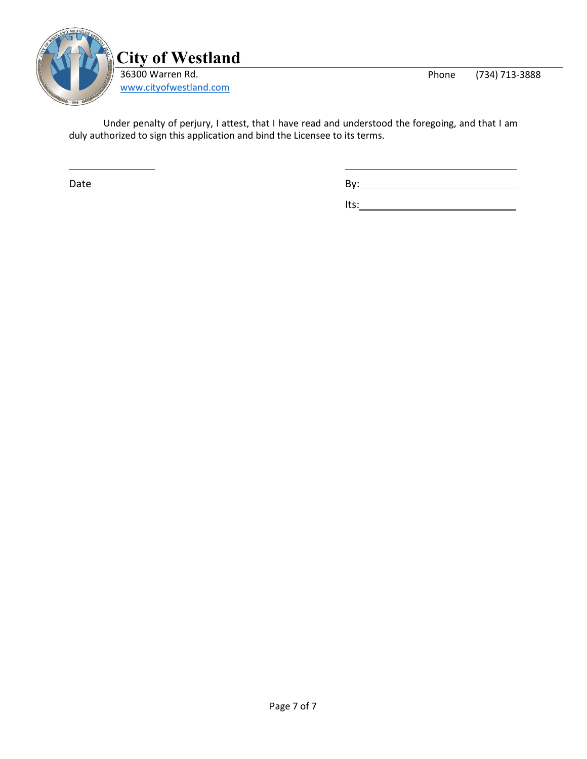# City of Westland

36300 Warren Rd. Phone (734) 713-3888

www.cityofwestland.com

Under penalty of perjury, I attest, that I have read and understood the foregoing, and that I am duly authorized to sign this application and bind the Licensee to its terms.

_______________ _______________________________

Date

By:_____________________________

Its:_____________________________